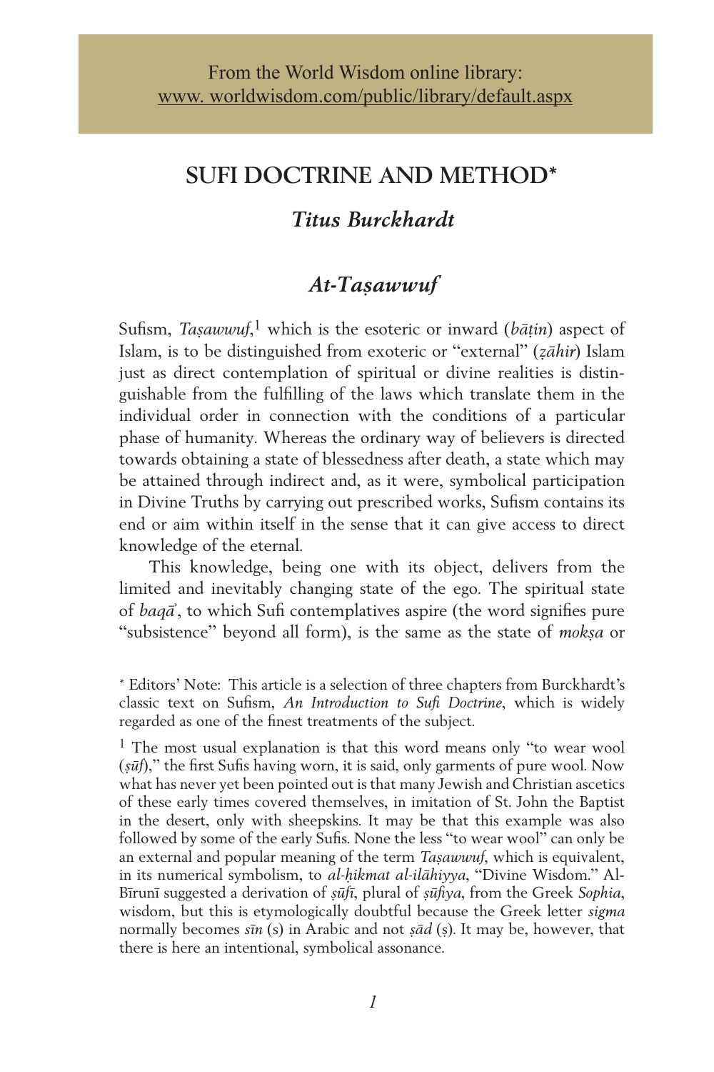From the World Wisdom online library:
www. worldwisdom.com/public/library/default.aspx

# SUFI DOCTRINE AND METHOD*

## *Titus Burckhardt*

### *At-Taṣawwuf*

Sufism, *Taṣawwuf*,[1] which is the esoteric or inward (*bāṭin*) aspect of Islam, is to be distinguished from exoteric or "external" (*ẓāhir*) Islam just as direct contemplation of spiritual or divine realities is distinguishable from the fulfilling of the laws which translate them in the individual order in connection with the conditions of a particular phase of humanity. Whereas the ordinary way of believers is directed towards obtaining a state of blessedness after death, a state which may be attained through indirect and, as it were, symbolical participation in Divine Truths by carrying out prescribed works, Sufism contains its end or aim within itself in the sense that it can give access to direct knowledge of the eternal.

This knowledge, being one with its object, delivers from the limited and inevitably changing state of the ego. The spiritual state of *baqāʾ*, to which Sufi contemplatives aspire (the word signifies pure "subsistence" beyond all form), is the same as the state of *mokṣa* or

\* Editors' Note: This article is a selection of three chapters from Burckhardt's classic text on Sufism, *An Introduction to Sufi Doctrine*, which is widely regarded as one of the finest treatments of the subject.

[1] The most usual explanation is that this word means only "to wear wool (*ṣūf*)," the first Sufis having worn, it is said, only garments of pure wool. Now what has never yet been pointed out is that many Jewish and Christian ascetics of these early times covered themselves, in imitation of St. John the Baptist in the desert, only with sheepskins. It may be that this example was also followed by some of the early Sufis. None the less "to wear wool" can only be an external and popular meaning of the term *Taṣawwuf*, which is equivalent, in its numerical symbolism, to *al-ḥikmat al-ilāhiyya*, "Divine Wisdom." Al-Bīrunī suggested a derivation of *ṣūfī*, plural of *ṣūfiya*, from the Greek *Sophia*, wisdom, but this is etymologically doubtful because the Greek letter *sigma* normally becomes *sīn* (s) in Arabic and not *ṣād* (ṣ). It may be, however, that there is here an intentional, symbolical assonance.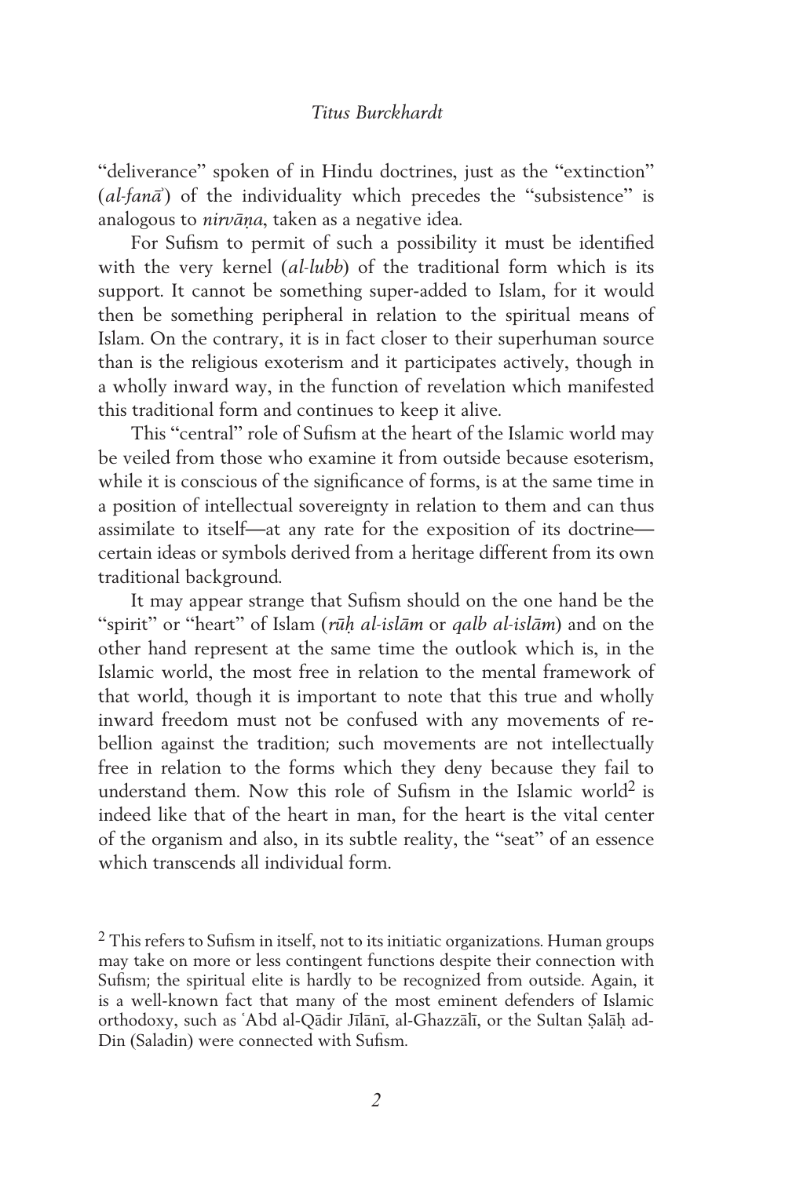"deliverance" spoken of in Hindu doctrines, just as the "extinction" (*al-fanā'*) of the individuality which precedes the "subsistence" is analogous to *nirvāṇa*, taken as a negative idea.

For Sufism to permit of such a possibility it must be identified with the very kernel (*al-lubb*) of the traditional form which is its support. It cannot be something super-added to Islam, for it would then be something peripheral in relation to the spiritual means of Islam. On the contrary, it is in fact closer to their superhuman source than is the religious exoterism and it participates actively, though in a wholly inward way, in the function of revelation which manifested this traditional form and continues to keep it alive.

This "central" role of Sufism at the heart of the Islamic world may be veiled from those who examine it from outside because esoterism, while it is conscious of the significance of forms, is at the same time in a position of intellectual sovereignty in relation to them and can thus assimilate to itself—at any rate for the exposition of its doctrine—certain ideas or symbols derived from a heritage different from its own traditional background.

It may appear strange that Sufism should on the one hand be the "spirit" or "heart" of Islam (*rūḥ al-islām* or *qalb al-islām*) and on the other hand represent at the same time the outlook which is, in the Islamic world, the most free in relation to the mental framework of that world, though it is important to note that this true and wholly inward freedom must not be confused with any movements of rebellion against the tradition; such movements are not intellectually free in relation to the forms which they deny because they fail to understand them. Now this role of Sufism in the Islamic world[2] is indeed like that of the heart in man, for the heart is the vital center of the organism and also, in its subtle reality, the "seat" of an essence which transcends all individual form.

[2] This refers to Sufism in itself, not to its initiatic organizations. Human groups may take on more or less contingent functions despite their connection with Sufism; the spiritual elite is hardly to be recognized from outside. Again, it is a well-known fact that many of the most eminent defenders of Islamic orthodoxy, such as ʿAbd al-Qādir Jīlānī, al-Ghazzālī, or the Sultan Ṣalāḥ ad-Din (Saladin) were connected with Sufism.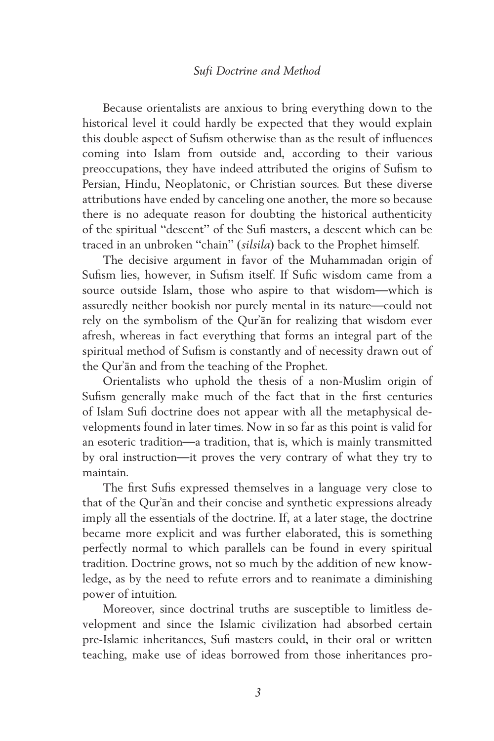Because orientalists are anxious to bring everything down to the historical level it could hardly be expected that they would explain this double aspect of Sufism otherwise than as the result of influences coming into Islam from outside and, according to their various preoccupations, they have indeed attributed the origins of Sufism to Persian, Hindu, Neoplatonic, or Christian sources. But these diverse attributions have ended by canceling one another, the more so because there is no adequate reason for doubting the historical authenticity of the spiritual "descent" of the Sufi masters, a descent which can be traced in an unbroken "chain" (*silsila*) back to the Prophet himself.

The decisive argument in favor of the Muhammadan origin of Sufism lies, however, in Sufism itself. If Sufic wisdom came from a source outside Islam, those who aspire to that wisdom—which is assuredly neither bookish nor purely mental in its nature—could not rely on the symbolism of the Qur'ān for realizing that wisdom ever afresh, whereas in fact everything that forms an integral part of the spiritual method of Sufism is constantly and of necessity drawn out of the Qur'ān and from the teaching of the Prophet.

Orientalists who uphold the thesis of a non-Muslim origin of Sufism generally make much of the fact that in the first centuries of Islam Sufi doctrine does not appear with all the metaphysical developments found in later times. Now in so far as this point is valid for an esoteric tradition—a tradition, that is, which is mainly transmitted by oral instruction—it proves the very contrary of what they try to maintain.

The first Sufis expressed themselves in a language very close to that of the Qur'ān and their concise and synthetic expressions already imply all the essentials of the doctrine. If, at a later stage, the doctrine became more explicit and was further elaborated, this is something perfectly normal to which parallels can be found in every spiritual tradition. Doctrine grows, not so much by the addition of new knowledge, as by the need to refute errors and to reanimate a diminishing power of intuition.

Moreover, since doctrinal truths are susceptible to limitless development and since the Islamic civilization had absorbed certain pre-Islamic inheritances, Sufi masters could, in their oral or written teaching, make use of ideas borrowed from those inheritances pro-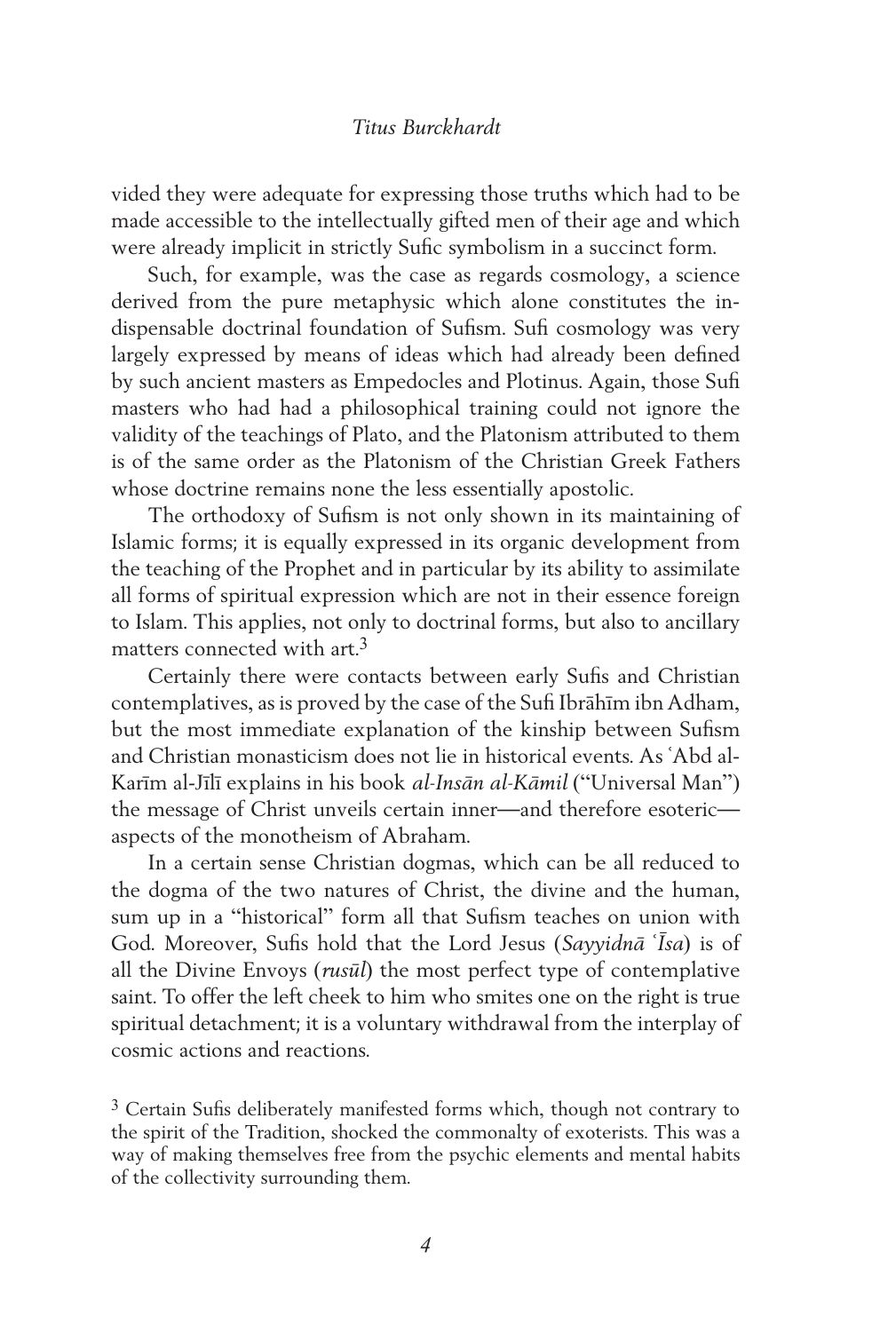vided they were adequate for expressing those truths which had to be made accessible to the intellectually gifted men of their age and which were already implicit in strictly Sufic symbolism in a succinct form.

Such, for example, was the case as regards cosmology, a science derived from the pure metaphysic which alone constitutes the indispensable doctrinal foundation of Sufism. Sufi cosmology was very largely expressed by means of ideas which had already been defined by such ancient masters as Empedocles and Plotinus. Again, those Sufi masters who had had a philosophical training could not ignore the validity of the teachings of Plato, and the Platonism attributed to them is of the same order as the Platonism of the Christian Greek Fathers whose doctrine remains none the less essentially apostolic.

The orthodoxy of Sufism is not only shown in its maintaining of Islamic forms; it is equally expressed in its organic development from the teaching of the Prophet and in particular by its ability to assimilate all forms of spiritual expression which are not in their essence foreign to Islam. This applies, not only to doctrinal forms, but also to ancillary matters connected with art.[3]

Certainly there were contacts between early Sufis and Christian contemplatives, as is proved by the case of the Sufi Ibrāhīm ibn Adham, but the most immediate explanation of the kinship between Sufism and Christian monasticism does not lie in historical events. As ʿAbd al-Karīm al-Jīlī explains in his book *al-Insān al-Kāmil* ("Universal Man") the message of Christ unveils certain inner—and therefore esoteric—aspects of the monotheism of Abraham.

In a certain sense Christian dogmas, which can be all reduced to the dogma of the two natures of Christ, the divine and the human, sum up in a "historical" form all that Sufism teaches on union with God. Moreover, Sufis hold that the Lord Jesus (*Sayyidnā ʿĪsa*) is of all the Divine Envoys (*rusūl*) the most perfect type of contemplative saint. To offer the left cheek to him who smites one on the right is true spiritual detachment; it is a voluntary withdrawal from the interplay of cosmic actions and reactions.

[3] Certain Sufis deliberately manifested forms which, though not contrary to the spirit of the Tradition, shocked the commonalty of exoterists. This was a way of making themselves free from the psychic elements and mental habits of the collectivity surrounding them.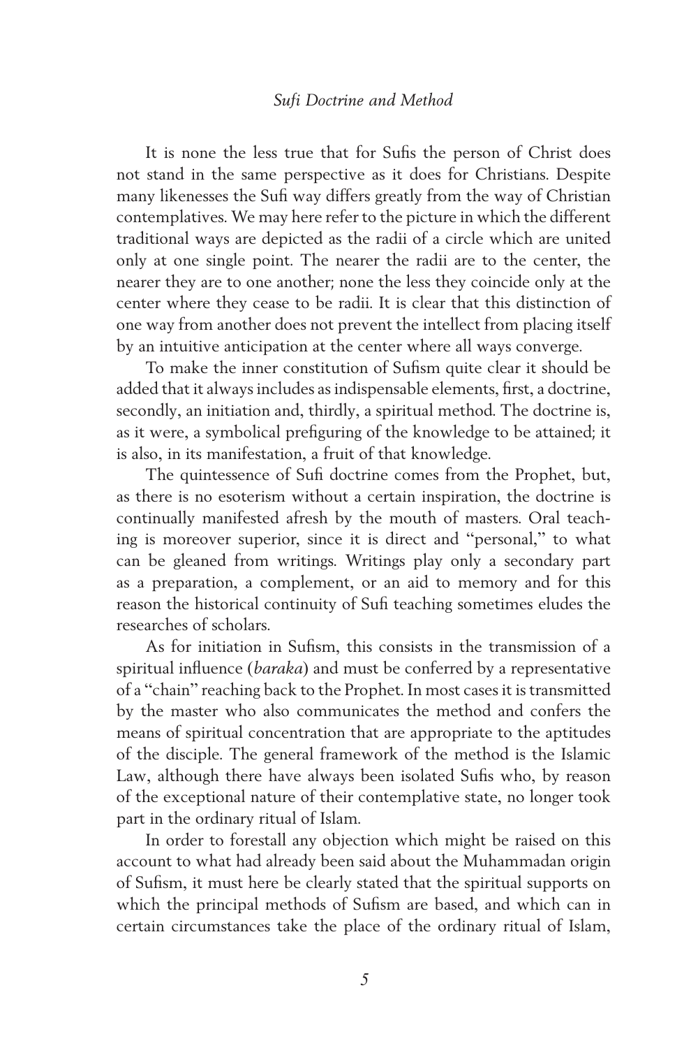It is none the less true that for Sufis the person of Christ does not stand in the same perspective as it does for Christians. Despite many likenesses the Sufi way differs greatly from the way of Christian contemplatives. We may here refer to the picture in which the different traditional ways are depicted as the radii of a circle which are united only at one single point. The nearer the radii are to the center, the nearer they are to one another; none the less they coincide only at the center where they cease to be radii. It is clear that this distinction of one way from another does not prevent the intellect from placing itself by an intuitive anticipation at the center where all ways converge.

To make the inner constitution of Sufism quite clear it should be added that it always includes as indispensable elements, first, a doctrine, secondly, an initiation and, thirdly, a spiritual method. The doctrine is, as it were, a symbolical prefiguring of the knowledge to be attained; it is also, in its manifestation, a fruit of that knowledge.

The quintessence of Sufi doctrine comes from the Prophet, but, as there is no esoterism without a certain inspiration, the doctrine is continually manifested afresh by the mouth of masters. Oral teaching is moreover superior, since it is direct and "personal," to what can be gleaned from writings. Writings play only a secondary part as a preparation, a complement, or an aid to memory and for this reason the historical continuity of Sufi teaching sometimes eludes the researches of scholars.

As for initiation in Sufism, this consists in the transmission of a spiritual influence (*baraka*) and must be conferred by a representative of a "chain" reaching back to the Prophet. In most cases it is transmitted by the master who also communicates the method and confers the means of spiritual concentration that are appropriate to the aptitudes of the disciple. The general framework of the method is the Islamic Law, although there have always been isolated Sufis who, by reason of the exceptional nature of their contemplative state, no longer took part in the ordinary ritual of Islam.

In order to forestall any objection which might be raised on this account to what had already been said about the Muhammadan origin of Sufism, it must here be clearly stated that the spiritual supports on which the principal methods of Sufism are based, and which can in certain circumstances take the place of the ordinary ritual of Islam,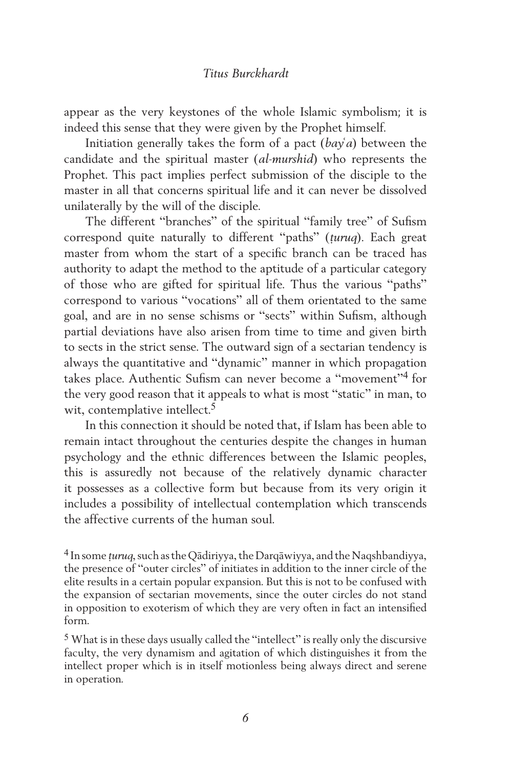appear as the very keystones of the whole Islamic symbolism; it is indeed this sense that they were given by the Prophet himself.

Initiation generally takes the form of a pact (*bayʿa*) between the candidate and the spiritual master (*al-murshid*) who represents the Prophet. This pact implies perfect submission of the disciple to the master in all that concerns spiritual life and it can never be dissolved unilaterally by the will of the disciple.

The different "branches" of the spiritual "family tree" of Sufism correspond quite naturally to different "paths" (*ṭuruq*). Each great master from whom the start of a specific branch can be traced has authority to adapt the method to the aptitude of a particular category of those who are gifted for spiritual life. Thus the various "paths" correspond to various "vocations" all of them orientated to the same goal, and are in no sense schisms or "sects" within Sufism, although partial deviations have also arisen from time to time and given birth to sects in the strict sense. The outward sign of a sectarian tendency is always the quantitative and "dynamic" manner in which propagation takes place. Authentic Sufism can never become a "movement"[4] for the very good reason that it appeals to what is most "static" in man, to wit, contemplative intellect.[5]

In this connection it should be noted that, if Islam has been able to remain intact throughout the centuries despite the changes in human psychology and the ethnic differences between the Islamic peoples, this is assuredly not because of the relatively dynamic character it possesses as a collective form but because from its very origin it includes a possibility of intellectual contemplation which transcends the affective currents of the human soul.

[4] In some *ṭuruq*, such as the Qādiriyya, the Darqāwiyya, and the Naqshbandiyya, the presence of "outer circles" of initiates in addition to the inner circle of the elite results in a certain popular expansion. But this is not to be confused with the expansion of sectarian movements, since the outer circles do not stand in opposition to exoterism of which they are very often in fact an intensified form.

[5] What is in these days usually called the "intellect" is really only the discursive faculty, the very dynamism and agitation of which distinguishes it from the intellect proper which is in itself motionless being always direct and serene in operation.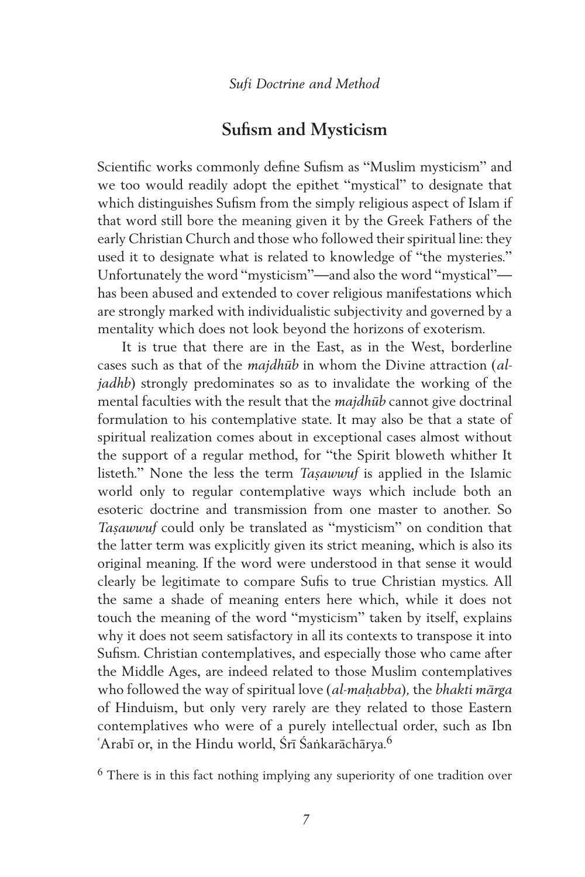## Sufism and Mysticism

Scientific works commonly define Sufism as "Muslim mysticism" and we too would readily adopt the epithet "mystical" to designate that which distinguishes Sufism from the simply religious aspect of Islam if that word still bore the meaning given it by the Greek Fathers of the early Christian Church and those who followed their spiritual line: they used it to designate what is related to knowledge of "the mysteries." Unfortunately the word "mysticism"—and also the word "mystical"—has been abused and extended to cover religious manifestations which are strongly marked with individualistic subjectivity and governed by a mentality which does not look beyond the horizons of exoterism.

It is true that there are in the East, as in the West, borderline cases such as that of the *majdhūb* in whom the Divine attraction (*al-jadhb*) strongly predominates so as to invalidate the working of the mental faculties with the result that the *majdhūb* cannot give doctrinal formulation to his contemplative state. It may also be that a state of spiritual realization comes about in exceptional cases almost without the support of a regular method, for "the Spirit bloweth whither It listeth." None the less the term *Taṣawwuf* is applied in the Islamic world only to regular contemplative ways which include both an esoteric doctrine and transmission from one master to another. So *Taṣawwuf* could only be translated as "mysticism" on condition that the latter term was explicitly given its strict meaning, which is also its original meaning. If the word were understood in that sense it would clearly be legitimate to compare Sufis to true Christian mystics. All the same a shade of meaning enters here which, while it does not touch the meaning of the word "mysticism" taken by itself, explains why it does not seem satisfactory in all its contexts to transpose it into Sufism. Christian contemplatives, and especially those who came after the Middle Ages, are indeed related to those Muslim contemplatives who followed the way of spiritual love (*al-maḥabba*), the *bhakti mārga* of Hinduism, but only very rarely are they related to those Eastern contemplatives who were of a purely intellectual order, such as Ibn ʿArabī or, in the Hindu world, Śrī Śaṅkarāchārya.[6]

[6] There is in this fact nothing implying any superiority of one tradition over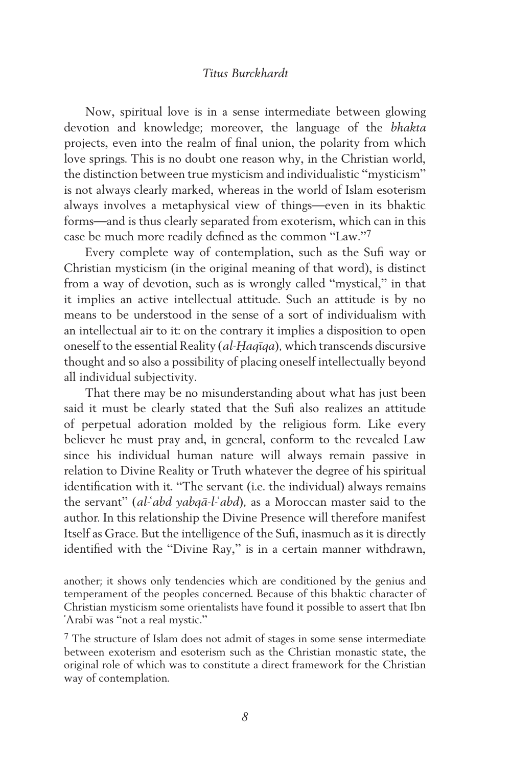Now, spiritual love is in a sense intermediate between glowing devotion and knowledge; moreover, the language of the *bhakta* projects, even into the realm of final union, the polarity from which love springs. This is no doubt one reason why, in the Christian world, the distinction between true mysticism and individualistic "mysticism" is not always clearly marked, whereas in the world of Islam esoterism always involves a metaphysical view of things—even in its bhaktic forms—and is thus clearly separated from exoterism, which can in this case be much more readily defined as the common "Law."[7]

Every complete way of contemplation, such as the Sufi way or Christian mysticism (in the original meaning of that word), is distinct from a way of devotion, such as is wrongly called "mystical," in that it implies an active intellectual attitude. Such an attitude is by no means to be understood in the sense of a sort of individualism with an intellectual air to it: on the contrary it implies a disposition to open oneself to the essential Reality (*al-Ḥaqīqa*), which transcends discursive thought and so also a possibility of placing oneself intellectually beyond all individual subjectivity.

That there may be no misunderstanding about what has just been said it must be clearly stated that the Sufi also realizes an attitude of perpetual adoration molded by the religious form. Like every believer he must pray and, in general, conform to the revealed Law since his individual human nature will always remain passive in relation to Divine Reality or Truth whatever the degree of his spiritual identification with it. "The servant (i.e. the individual) always remains the servant" (*al-ʿabd yabqā-l-ʿabd*), as a Moroccan master said to the author. In this relationship the Divine Presence will therefore manifest Itself as Grace. But the intelligence of the Sufi, inasmuch as it is directly identified with the "Divine Ray," is in a certain manner withdrawn,

another; it shows only tendencies which are conditioned by the genius and temperament of the peoples concerned. Because of this bhaktic character of Christian mysticism some orientalists have found it possible to assert that Ibn ʿArabī was "not a real mystic."

[7] The structure of Islam does not admit of stages in some sense intermediate between exoterism and esoterism such as the Christian monastic state, the original role of which was to constitute a direct framework for the Christian way of contemplation.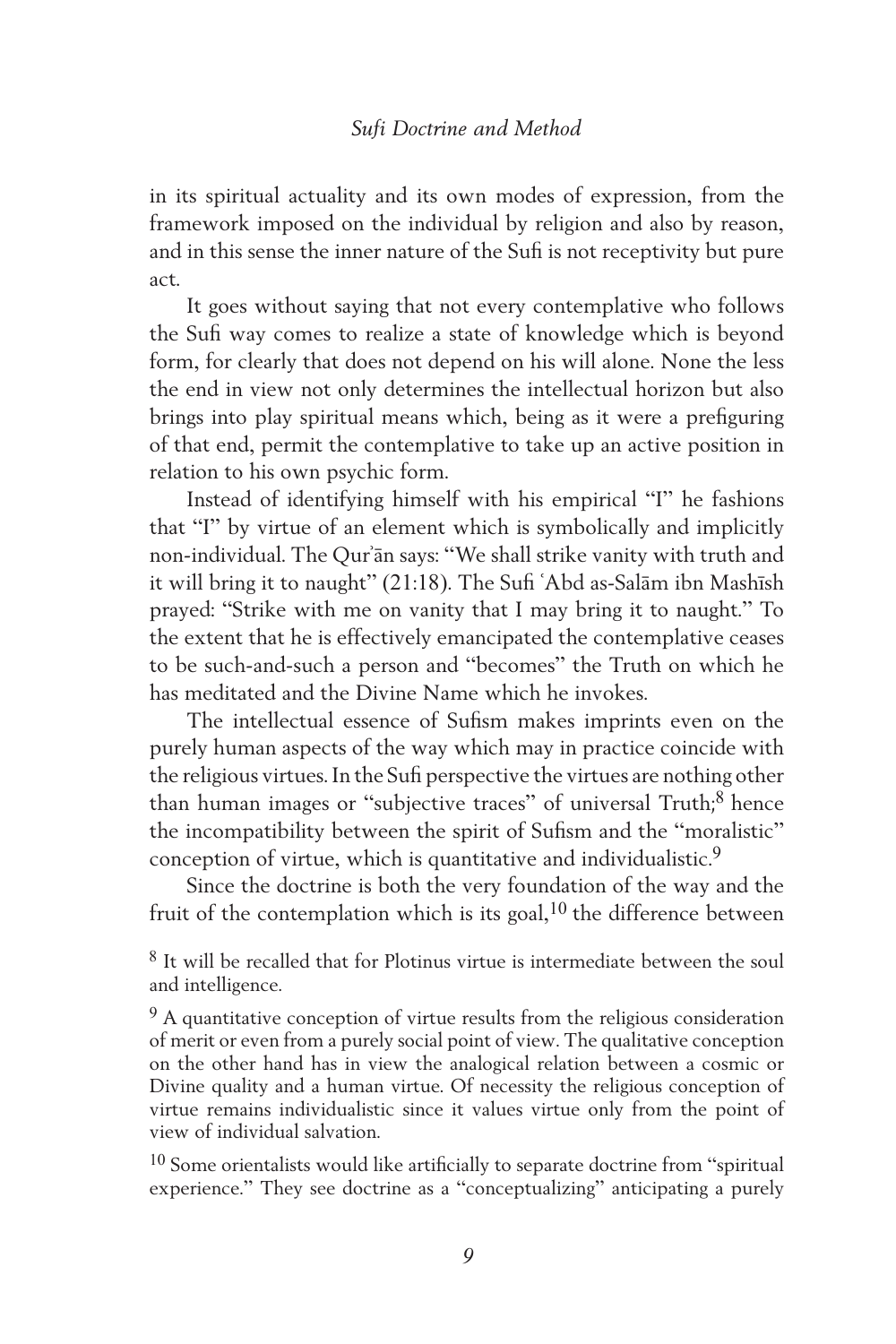in its spiritual actuality and its own modes of expression, from the framework imposed on the individual by religion and also by reason, and in this sense the inner nature of the Sufi is not receptivity but pure act.

It goes without saying that not every contemplative who follows the Sufi way comes to realize a state of knowledge which is beyond form, for clearly that does not depend on his will alone. None the less the end in view not only determines the intellectual horizon but also brings into play spiritual means which, being as it were a prefiguring of that end, permit the contemplative to take up an active position in relation to his own psychic form.

Instead of identifying himself with his empirical "I" he fashions that "I" by virtue of an element which is symbolically and implicitly non-individual. The Qurʾān says: "We shall strike vanity with truth and it will bring it to naught" (21:18). The Sufi ʿAbd as-Salām ibn Mashīsh prayed: "Strike with me on vanity that I may bring it to naught." To the extent that he is effectively emancipated the contemplative ceases to be such-and-such a person and "becomes" the Truth on which he has meditated and the Divine Name which he invokes.

The intellectual essence of Sufism makes imprints even on the purely human aspects of the way which may in practice coincide with the religious virtues. In the Sufi perspective the virtues are nothing other than human images or "subjective traces" of universal Truth;[8] hence the incompatibility between the spirit of Sufism and the "moralistic" conception of virtue, which is quantitative and individualistic.[9]

Since the doctrine is both the very foundation of the way and the fruit of the contemplation which is its goal,[10] the difference between

[8] It will be recalled that for Plotinus virtue is intermediate between the soul and intelligence.

[9] A quantitative conception of virtue results from the religious consideration of merit or even from a purely social point of view. The qualitative conception on the other hand has in view the analogical relation between a cosmic or Divine quality and a human virtue. Of necessity the religious conception of virtue remains individualistic since it values virtue only from the point of view of individual salvation.

[10] Some orientalists would like artificially to separate doctrine from "spiritual experience." They see doctrine as a "conceptualizing" anticipating a purely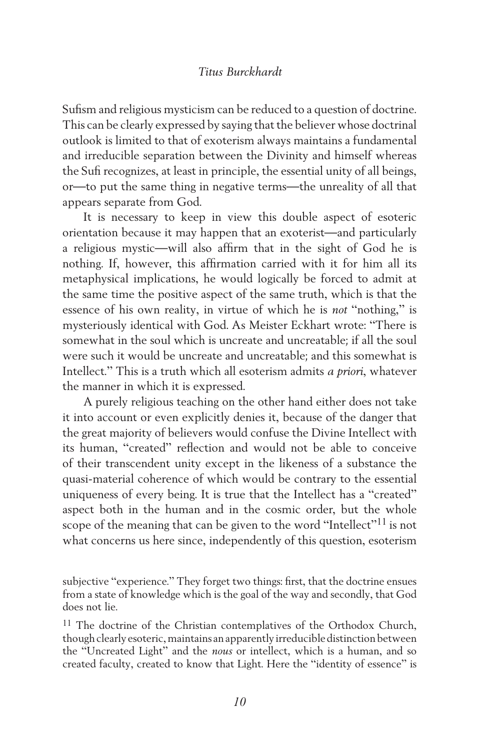Sufism and religious mysticism can be reduced to a question of doctrine. This can be clearly expressed by saying that the believer whose doctrinal outlook is limited to that of exoterism always maintains a fundamental and irreducible separation between the Divinity and himself whereas the Sufi recognizes, at least in principle, the essential unity of all beings, or—to put the same thing in negative terms—the unreality of all that appears separate from God.

It is necessary to keep in view this double aspect of esoteric orientation because it may happen that an exoterist—and particularly a religious mystic—will also affirm that in the sight of God he is nothing. If, however, this affirmation carried with it for him all its metaphysical implications, he would logically be forced to admit at the same time the positive aspect of the same truth, which is that the essence of his own reality, in virtue of which he is *not* "nothing," is mysteriously identical with God. As Meister Eckhart wrote: "There is somewhat in the soul which is uncreate and uncreatable; if all the soul were such it would be uncreate and uncreatable; and this somewhat is Intellect." This is a truth which all esoterism admits *a priori*, whatever the manner in which it is expressed.

A purely religious teaching on the other hand either does not take it into account or even explicitly denies it, because of the danger that the great majority of believers would confuse the Divine Intellect with its human, "created" reflection and would not be able to conceive of their transcendent unity except in the likeness of a substance the quasi-material coherence of which would be contrary to the essential uniqueness of every being. It is true that the Intellect has a "created" aspect both in the human and in the cosmic order, but the whole scope of the meaning that can be given to the word "Intellect"[11] is not what concerns us here since, independently of this question, esoterism

---

subjective "experience." They forget two things: first, that the doctrine ensues from a state of knowledge which is the goal of the way and secondly, that God does not lie.

[11] The doctrine of the Christian contemplatives of the Orthodox Church, though clearly esoteric, maintains an apparently irreducible distinction between the "Uncreated Light" and the *nous* or intellect, which is a human, and so created faculty, created to know that Light. Here the "identity of essence" is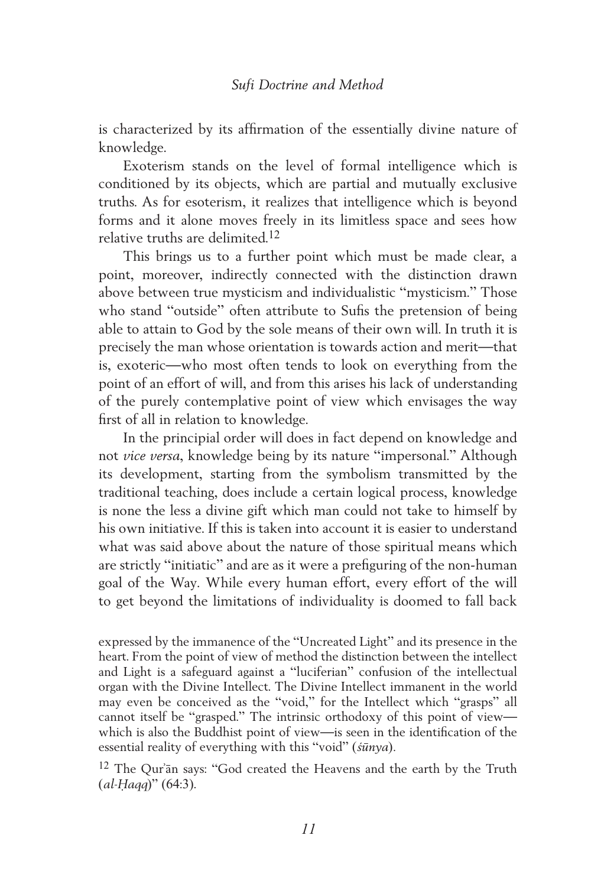is characterized by its affirmation of the essentially divine nature of knowledge.

Exoterism stands on the level of formal intelligence which is conditioned by its objects, which are partial and mutually exclusive truths. As for esoterism, it realizes that intelligence which is beyond forms and it alone moves freely in its limitless space and sees how relative truths are delimited.[12]

This brings us to a further point which must be made clear, a point, moreover, indirectly connected with the distinction drawn above between true mysticism and individualistic "mysticism." Those who stand "outside" often attribute to Sufis the pretension of being able to attain to God by the sole means of their own will. In truth it is precisely the man whose orientation is towards action and merit—that is, exoteric—who most often tends to look on everything from the point of an effort of will, and from this arises his lack of understanding of the purely contemplative point of view which envisages the way first of all in relation to knowledge.

In the principial order will does in fact depend on knowledge and not *vice versa*, knowledge being by its nature "impersonal." Although its development, starting from the symbolism transmitted by the traditional teaching, does include a certain logical process, knowledge is none the less a divine gift which man could not take to himself by his own initiative. If this is taken into account it is easier to understand what was said above about the nature of those spiritual means which are strictly "initiatic" and are as it were a prefiguring of the non-human goal of the Way. While every human effort, every effort of the will to get beyond the limitations of individuality is doomed to fall back

expressed by the immanence of the "Uncreated Light" and its presence in the heart. From the point of view of method the distinction between the intellect and Light is a safeguard against a "luciferian" confusion of the intellectual organ with the Divine Intellect. The Divine Intellect immanent in the world may even be conceived as the "void," for the Intellect which "grasps" all cannot itself be "grasped." The intrinsic orthodoxy of this point of view—which is also the Buddhist point of view—is seen in the identification of the essential reality of everything with this "void" (*śūnya*).

[12] The Qur'ān says: "God created the Heavens and the earth by the Truth (*al-Ḥaqq*)" (64:3).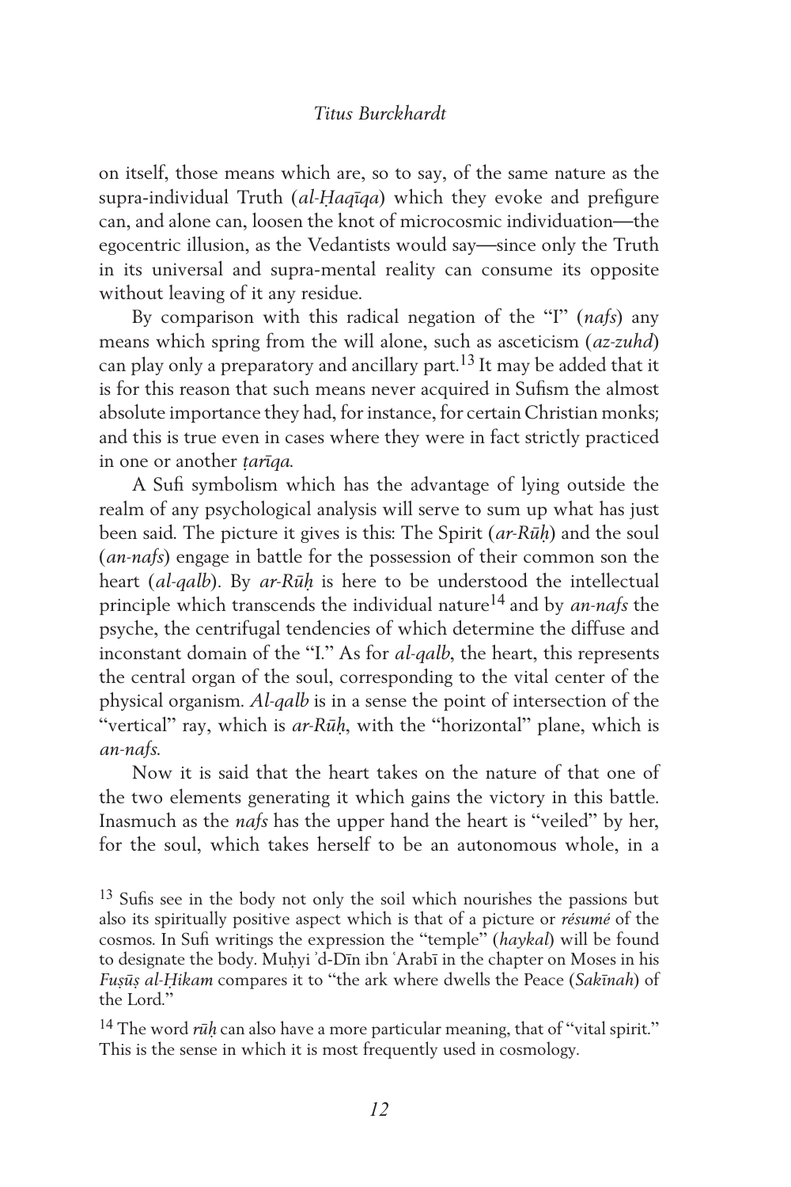on itself, those means which are, so to say, of the same nature as the supra-individual Truth (*al-Ḥaqīqa*) which they evoke and prefigure can, and alone can, loosen the knot of microcosmic individuation—the egocentric illusion, as the Vedantists would say—since only the Truth in its universal and supra-mental reality can consume its opposite without leaving of it any residue.

By comparison with this radical negation of the "I" (*nafs*) any means which spring from the will alone, such as asceticism (*az-zuhd*) can play only a preparatory and ancillary part.[13] It may be added that it is for this reason that such means never acquired in Sufism the almost absolute importance they had, for instance, for certain Christian monks; and this is true even in cases where they were in fact strictly practiced in one or another *ṭarīqa*.

A Sufi symbolism which has the advantage of lying outside the realm of any psychological analysis will serve to sum up what has just been said. The picture it gives is this: The Spirit (*ar-Rūḥ*) and the soul (*an-nafs*) engage in battle for the possession of their common son the heart (*al-qalb*). By *ar-Rūḥ* is here to be understood the intellectual principle which transcends the individual nature[14] and by *an-nafs* the psyche, the centrifugal tendencies of which determine the diffuse and inconstant domain of the "I." As for *al-qalb*, the heart, this represents the central organ of the soul, corresponding to the vital center of the physical organism. *Al-qalb* is in a sense the point of intersection of the "vertical" ray, which is *ar-Rūḥ*, with the "horizontal" plane, which is *an-nafs*.

Now it is said that the heart takes on the nature of that one of the two elements generating it which gains the victory in this battle. Inasmuch as the *nafs* has the upper hand the heart is "veiled" by her, for the soul, which takes herself to be an autonomous whole, in a

[13] Sufis see in the body not only the soil which nourishes the passions but also its spiritually positive aspect which is that of a picture or *résumé* of the cosmos. In Sufi writings the expression the "temple" (*haykal*) will be found to designate the body. Muḥyi ʾd-Dīn ibn ʿArabī in the chapter on Moses in his *Fuṣūṣ al-Ḥikam* compares it to "the ark where dwells the Peace (*Sakīnah*) of the Lord."

[14] The word *rūḥ* can also have a more particular meaning, that of "vital spirit." This is the sense in which it is most frequently used in cosmology.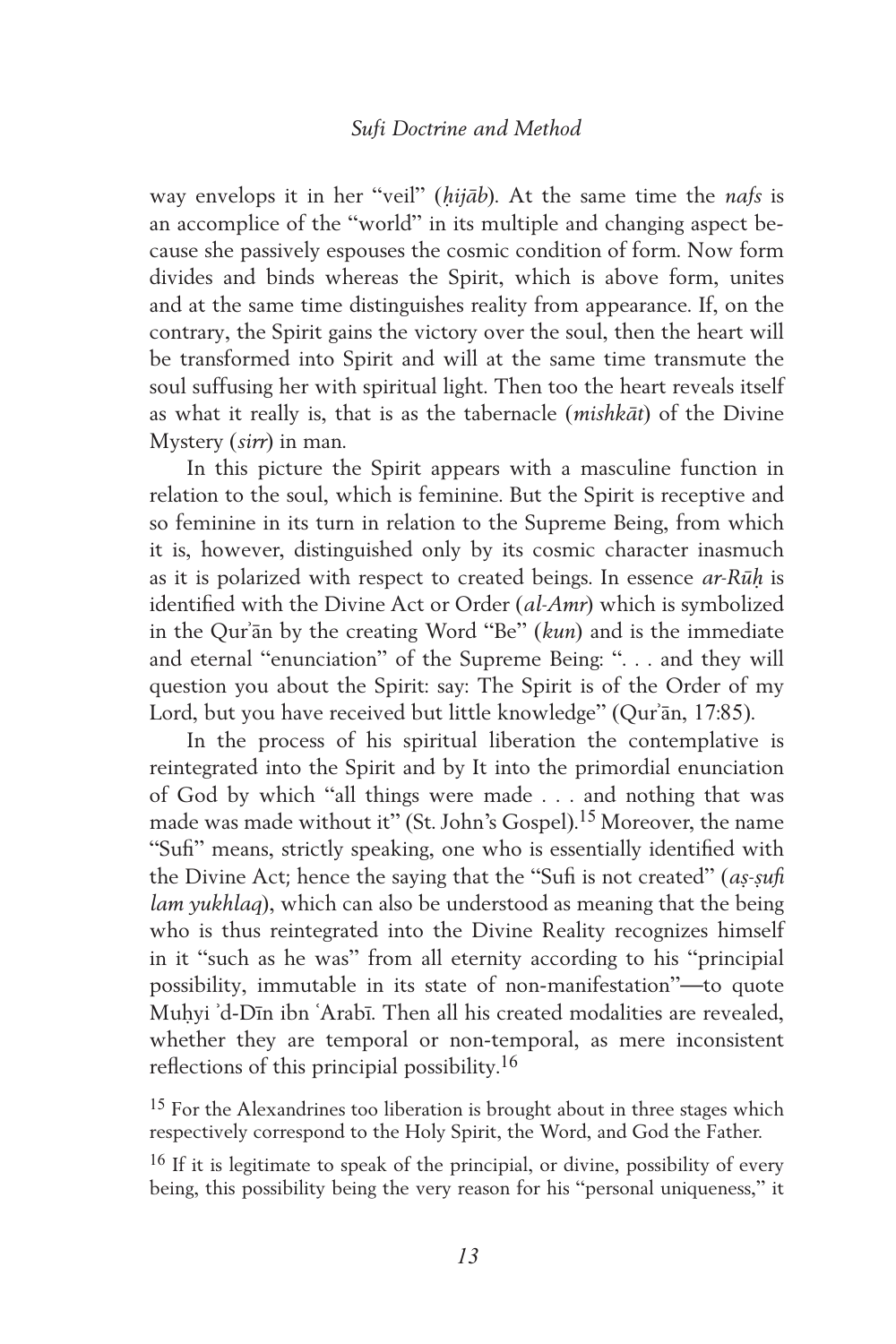way envelops it in her "veil" (*ḥijāb*). At the same time the *nafs* is an accomplice of the "world" in its multiple and changing aspect because she passively espouses the cosmic condition of form. Now form divides and binds whereas the Spirit, which is above form, unites and at the same time distinguishes reality from appearance. If, on the contrary, the Spirit gains the victory over the soul, then the heart will be transformed into Spirit and will at the same time transmute the soul suffusing her with spiritual light. Then too the heart reveals itself as what it really is, that is as the tabernacle (*mishkāt*) of the Divine Mystery (*sirr*) in man.

In this picture the Spirit appears with a masculine function in relation to the soul, which is feminine. But the Spirit is receptive and so feminine in its turn in relation to the Supreme Being, from which it is, however, distinguished only by its cosmic character inasmuch as it is polarized with respect to created beings. In essence *ar-Rūḥ* is identified with the Divine Act or Order (*al-Amr*) which is symbolized in the Qurʾān by the creating Word "Be" (*kun*) and is the immediate and eternal "enunciation" of the Supreme Being: ". . . and they will question you about the Spirit: say: The Spirit is of the Order of my Lord, but you have received but little knowledge" (Qurʾān, 17:85).

In the process of his spiritual liberation the contemplative is reintegrated into the Spirit and by It into the primordial enunciation of God by which "all things were made . . . and nothing that was made was made without it" (St. John's Gospel).[15] Moreover, the name "Sufi" means, strictly speaking, one who is essentially identified with the Divine Act; hence the saying that the "Sufi is not created" (*aṣ-ṣufi lam yukhlaq*), which can also be understood as meaning that the being who is thus reintegrated into the Divine Reality recognizes himself in it "such as he was" from all eternity according to his "principial possibility, immutable in its state of non-manifestation"—to quote Muḥyi ʾd-Dīn ibn ʿArabī. Then all his created modalities are revealed, whether they are temporal or non-temporal, as mere inconsistent reflections of this principial possibility.[16]

[15] For the Alexandrines too liberation is brought about in three stages which respectively correspond to the Holy Spirit, the Word, and God the Father.

[16] If it is legitimate to speak of the principial, or divine, possibility of every being, this possibility being the very reason for his "personal uniqueness," it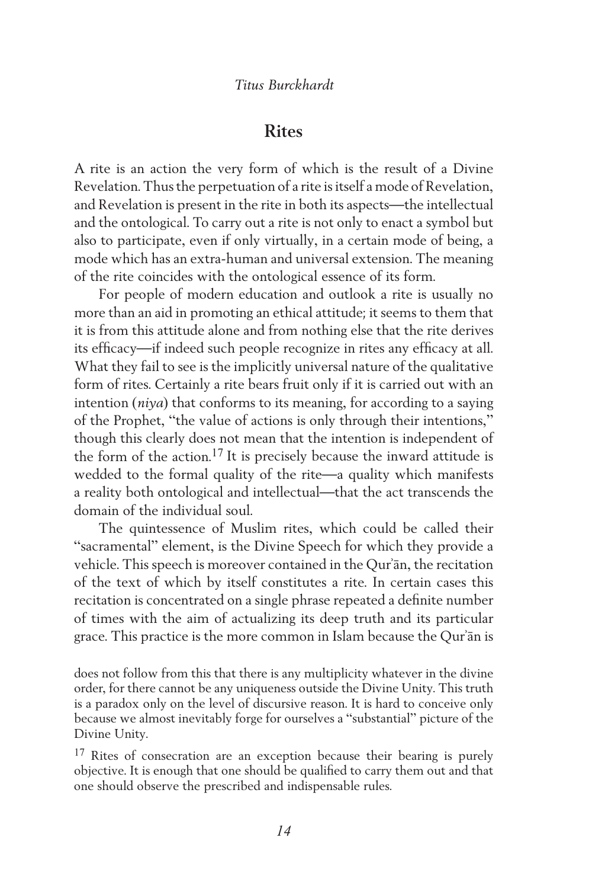## Rites

A rite is an action the very form of which is the result of a Divine Revelation. Thus the perpetuation of a rite is itself a mode of Revelation, and Revelation is present in the rite in both its aspects—the intellectual and the ontological. To carry out a rite is not only to enact a symbol but also to participate, even if only virtually, in a certain mode of being, a mode which has an extra-human and universal extension. The meaning of the rite coincides with the ontological essence of its form.

For people of modern education and outlook a rite is usually no more than an aid in promoting an ethical attitude; it seems to them that it is from this attitude alone and from nothing else that the rite derives its efficacy—if indeed such people recognize in rites any efficacy at all. What they fail to see is the implicitly universal nature of the qualitative form of rites. Certainly a rite bears fruit only if it is carried out with an intention (*niya*) that conforms to its meaning, for according to a saying of the Prophet, "the value of actions is only through their intentions," though this clearly does not mean that the intention is independent of the form of the action.[17] It is precisely because the inward attitude is wedded to the formal quality of the rite—a quality which manifests a reality both ontological and intellectual—that the act transcends the domain of the individual soul.

The quintessence of Muslim rites, which could be called their "sacramental" element, is the Divine Speech for which they provide a vehicle. This speech is moreover contained in the Qurʾān, the recitation of the text of which by itself constitutes a rite. In certain cases this recitation is concentrated on a single phrase repeated a definite number of times with the aim of actualizing its deep truth and its particular grace. This practice is the more common in Islam because the Qurʾān is

does not follow from this that there is any multiplicity whatever in the divine order, for there cannot be any uniqueness outside the Divine Unity. This truth is a paradox only on the level of discursive reason. It is hard to conceive only because we almost inevitably forge for ourselves a "substantial" picture of the Divine Unity.

[17] Rites of consecration are an exception because their bearing is purely objective. It is enough that one should be qualified to carry them out and that one should observe the prescribed and indispensable rules.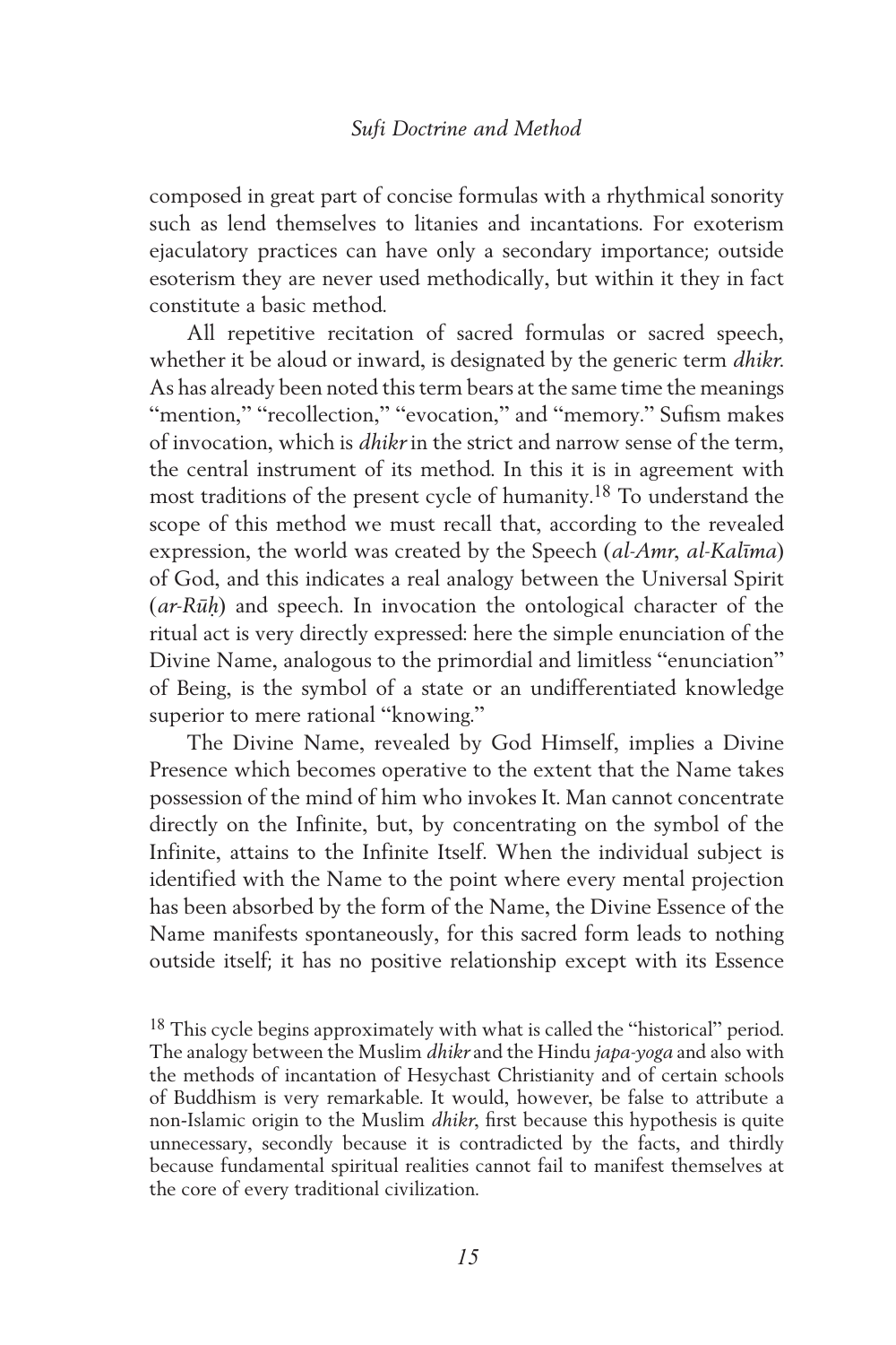composed in great part of concise formulas with a rhythmical sonority such as lend themselves to litanies and incantations. For exoterism ejaculatory practices can have only a secondary importance; outside esoterism they are never used methodically, but within it they in fact constitute a basic method.

All repetitive recitation of sacred formulas or sacred speech, whether it be aloud or inward, is designated by the generic term *dhikr*. As has already been noted this term bears at the same time the meanings "mention," "recollection," "evocation," and "memory." Sufism makes of invocation, which is *dhikr* in the strict and narrow sense of the term, the central instrument of its method. In this it is in agreement with most traditions of the present cycle of humanity.[18] To understand the scope of this method we must recall that, according to the revealed expression, the world was created by the Speech (*al-Amr, al-Kalīma*) of God, and this indicates a real analogy between the Universal Spirit (*ar-Rūḥ*) and speech. In invocation the ontological character of the ritual act is very directly expressed: here the simple enunciation of the Divine Name, analogous to the primordial and limitless "enunciation" of Being, is the symbol of a state or an undifferentiated knowledge superior to mere rational "knowing."

The Divine Name, revealed by God Himself, implies a Divine Presence which becomes operative to the extent that the Name takes possession of the mind of him who invokes It. Man cannot concentrate directly on the Infinite, but, by concentrating on the symbol of the Infinite, attains to the Infinite Itself. When the individual subject is identified with the Name to the point where every mental projection has been absorbed by the form of the Name, the Divine Essence of the Name manifests spontaneously, for this sacred form leads to nothing outside itself; it has no positive relationship except with its Essence

[18] This cycle begins approximately with what is called the "historical" period. The analogy between the Muslim *dhikr* and the Hindu *japa-yoga* and also with the methods of incantation of Hesychast Christianity and of certain schools of Buddhism is very remarkable. It would, however, be false to attribute a non-Islamic origin to the Muslim *dhikr*, first because this hypothesis is quite unnecessary, secondly because it is contradicted by the facts, and thirdly because fundamental spiritual realities cannot fail to manifest themselves at the core of every traditional civilization.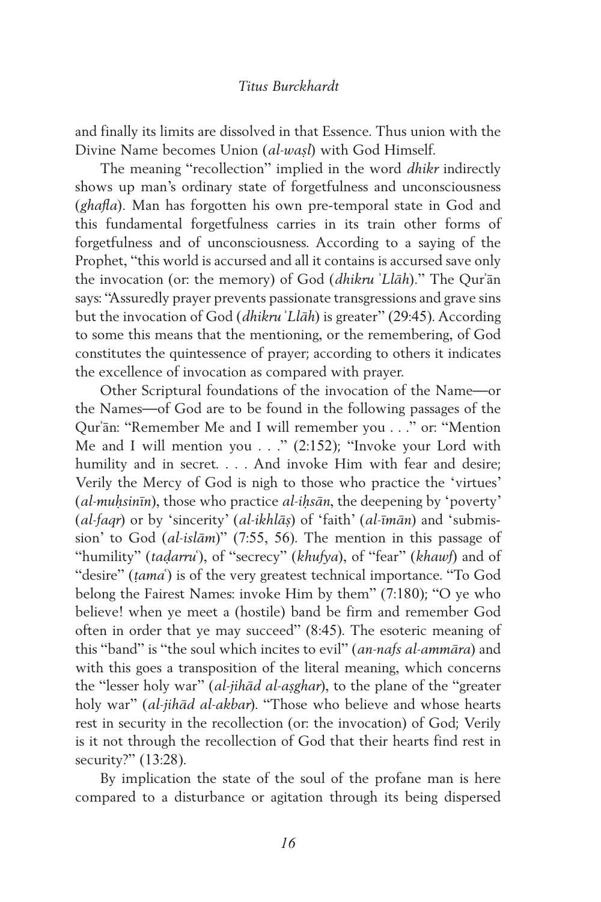and finally its limits are dissolved in that Essence. Thus union with the Divine Name becomes Union (*al-waṣl*) with God Himself.

The meaning "recollection" implied in the word *dhikr* indirectly shows up man's ordinary state of forgetfulness and unconsciousness (*ghafla*). Man has forgotten his own pre-temporal state in God and this fundamental forgetfulness carries in its train other forms of forgetfulness and of unconsciousness. According to a saying of the Prophet, "this world is accursed and all it contains is accursed save only the invocation (or: the memory) of God (*dhikru ʾLlāh*)." The Qurʾān says: "Assuredly prayer prevents passionate transgressions and grave sins but the invocation of God (*dhikru ʾLlāh*) is greater" (29:45). According to some this means that the mentioning, or the remembering, of God constitutes the quintessence of prayer; according to others it indicates the excellence of invocation as compared with prayer.

Other Scriptural foundations of the invocation of the Name—or the Names—of God are to be found in the following passages of the Qurʾān: "Remember Me and I will remember you . . ." or: "Mention Me and I will mention you . . ." (2:152); "Invoke your Lord with humility and in secret. . . . And invoke Him with fear and desire; Verily the Mercy of God is nigh to those who practice the 'virtues' (*al-muḥsinīn*), those who practice *al-iḥsān*, the deepening by 'poverty' (*al-faqr*) or by 'sincerity' (*al-ikhlāṣ*) of 'faith' (*al-īmān*) and 'submission' to God (*al-islām*)" (7:55, 56). The mention in this passage of "humility" (*taḍarruʿ*), of "secrecy" (*khufya*), of "fear" (*khawf*) and of "desire" (*ṭamaʿ*) is of the very greatest technical importance. "To God belong the Fairest Names: invoke Him by them" (7:180); "O ye who believe! when ye meet a (hostile) band be firm and remember God often in order that ye may succeed" (8:45). The esoteric meaning of this "band" is "the soul which incites to evil" (*an-nafs al-ammāra*) and with this goes a transposition of the literal meaning, which concerns the "lesser holy war" (*al-jihād al-aṣghar*), to the plane of the "greater holy war" (*al-jihād al-akbar*). "Those who believe and whose hearts rest in security in the recollection (or: the invocation) of God; Verily is it not through the recollection of God that their hearts find rest in security?" (13:28).

By implication the state of the soul of the profane man is here compared to a disturbance or agitation through its being dispersed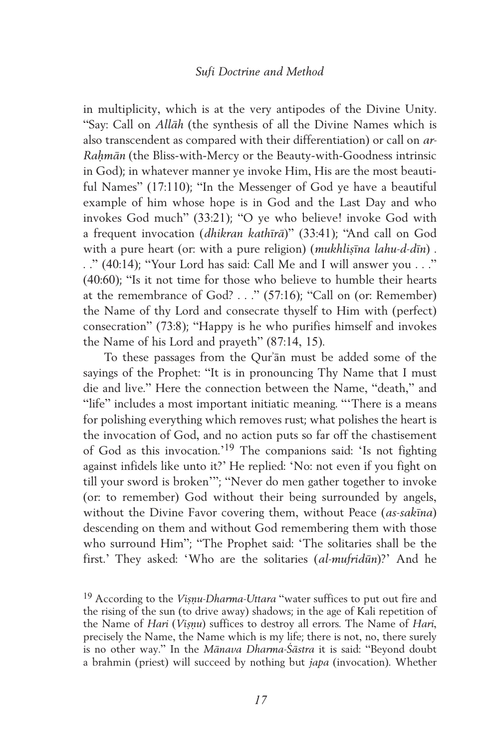in multiplicity, which is at the very antipodes of the Divine Unity. "Say: Call on *Allāh* (the synthesis of all the Divine Names which is also transcendent as compared with their differentiation) or call on *ar-Raḥmān* (the Bliss-with-Mercy or the Beauty-with-Goodness intrinsic in God); in whatever manner ye invoke Him, His are the most beautiful Names" (17:110); "In the Messenger of God ye have a beautiful example of him whose hope is in God and the Last Day and who invokes God much" (33:21); "O ye who believe! invoke God with a frequent invocation (*dhikran kathīrā*)" (33:41); "And call on God with a pure heart (or: with a pure religion) (*mukhliṣīna lahu-d-dīn*) . . ." (40:14); "Your Lord has said: Call Me and I will answer you . . ." (40:60); "Is it not time for those who believe to humble their hearts at the remembrance of God? . . ." (57:16); "Call on (or: Remember) the Name of thy Lord and consecrate thyself to Him with (perfect) consecration" (73:8); "Happy is he who purifies himself and invokes the Name of his Lord and prayeth" (87:14, 15).

To these passages from the Qur'ān must be added some of the sayings of the Prophet: "It is in pronouncing Thy Name that I must die and live." Here the connection between the Name, "death," and "life" includes a most important initiatic meaning. "'There is a means for polishing everything which removes rust; what polishes the heart is the invocation of God, and no action puts so far off the chastisement of God as this invocation.'[19] The companions said: 'Is not fighting against infidels like unto it?' He replied: 'No: not even if you fight on till your sword is broken'"; "Never do men gather together to invoke (or: to remember) God without their being surrounded by angels, without the Divine Favor covering them, without Peace (*as-sakīna*) descending on them and without God remembering them with those who surround Him"; "The Prophet said: 'The solitaries shall be the first.' They asked: 'Who are the solitaries (*al-mufridūn*)?' And he

[19] According to the *Viṣṇu-Dharma-Uttara* "water suffices to put out fire and the rising of the sun (to drive away) shadows; in the age of Kali repetition of the Name of *Hari* (*Viṣṇu*) suffices to destroy all errors. The Name of *Hari*, precisely the Name, the Name which is my life; there is not, no, there surely is no other way." In the *Mānava Dharma-Śāstra* it is said: "Beyond doubt a brahmin (priest) will succeed by nothing but *japa* (invocation). Whether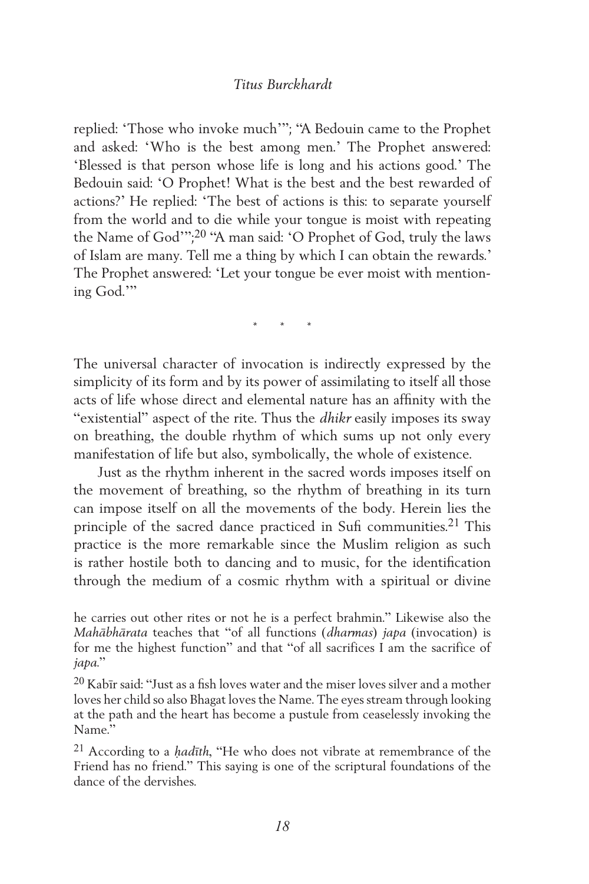replied: 'Those who invoke much'"; "A Bedouin came to the Prophet and asked: 'Who is the best among men.' The Prophet answered: 'Blessed is that person whose life is long and his actions good.' The Bedouin said: 'O Prophet! What is the best and the best rewarded of actions?' He replied: 'The best of actions is this: to separate yourself from the world and to die while your tongue is moist with repeating the Name of God'";[20] "A man said: 'O Prophet of God, truly the laws of Islam are many. Tell me a thing by which I can obtain the rewards.' The Prophet answered: 'Let your tongue be ever moist with mentioning God.'"

\* \* \*

The universal character of invocation is indirectly expressed by the simplicity of its form and by its power of assimilating to itself all those acts of life whose direct and elemental nature has an affinity with the "existential" aspect of the rite. Thus the *dhikr* easily imposes its sway on breathing, the double rhythm of which sums up not only every manifestation of life but also, symbolically, the whole of existence.

Just as the rhythm inherent in the sacred words imposes itself on the movement of breathing, so the rhythm of breathing in its turn can impose itself on all the movements of the body. Herein lies the principle of the sacred dance practiced in Sufi communities.[21] This practice is the more remarkable since the Muslim religion as such is rather hostile both to dancing and to music, for the identification through the medium of a cosmic rhythm with a spiritual or divine

he carries out other rites or not he is a perfect brahmin." Likewise also the *Mahābhārata* teaches that "of all functions (*dharmas*) *japa* (invocation) is for me the highest function" and that "of all sacrifices I am the sacrifice of *japa*."

[20] Kabīr said: "Just as a fish loves water and the miser loves silver and a mother loves her child so also Bhagat loves the Name. The eyes stream through looking at the path and the heart has become a pustule from ceaselessly invoking the Name."

[21] According to a *ḥadīth*, "He who does not vibrate at remembrance of the Friend has no friend." This saying is one of the scriptural foundations of the dance of the dervishes.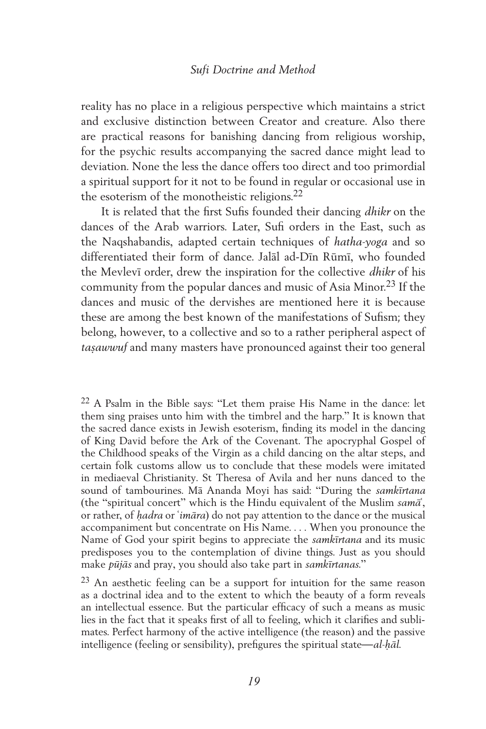reality has no place in a religious perspective which maintains a strict and exclusive distinction between Creator and creature. Also there are practical reasons for banishing dancing from religious worship, for the psychic results accompanying the sacred dance might lead to deviation. None the less the dance offers too direct and too primordial a spiritual support for it not to be found in regular or occasional use in the esoterism of the monotheistic religions.[22]

It is related that the first Sufis founded their dancing *dhikr* on the dances of the Arab warriors. Later, Sufi orders in the East, such as the Naqshabandis, adapted certain techniques of *hatha-yoga* and so differentiated their form of dance. Jalāl ad-Dīn Rūmī, who founded the Mevlevī order, drew the inspiration for the collective *dhikr* of his community from the popular dances and music of Asia Minor.[23] If the dances and music of the dervishes are mentioned here it is because these are among the best known of the manifestations of Sufism; they belong, however, to a collective and so to a rather peripheral aspect of *taṣawwuf* and many masters have pronounced against their too general

[22] A Psalm in the Bible says: "Let them praise His Name in the dance: let them sing praises unto him with the timbrel and the harp." It is known that the sacred dance exists in Jewish esoterism, finding its model in the dancing of King David before the Ark of the Covenant. The apocryphal Gospel of the Childhood speaks of the Virgin as a child dancing on the altar steps, and certain folk customs allow us to conclude that these models were imitated in mediaeval Christianity. St Theresa of Avila and her nuns danced to the sound of tambourines. Mā Ananda Moyi has said: "During the *samkīrtana* (the "spiritual concert" which is the Hindu equivalent of the Muslim *samā*ʿ, or rather, of *ḥadra* or ʿ*imāra*) do not pay attention to the dance or the musical accompaniment but concentrate on His Name. . . . When you pronounce the Name of God your spirit begins to appreciate the *samkīrtana* and its music predisposes you to the contemplation of divine things. Just as you should make *pūjās* and pray, you should also take part in *samkīrtanas*."

[23] An aesthetic feeling can be a support for intuition for the same reason as a doctrinal idea and to the extent to which the beauty of a form reveals an intellectual essence. But the particular efficacy of such a means as music lies in the fact that it speaks first of all to feeling, which it clarifies and sublimates. Perfect harmony of the active intelligence (the reason) and the passive intelligence (feeling or sensibility), prefigures the spiritual state—*al-ḥāl*.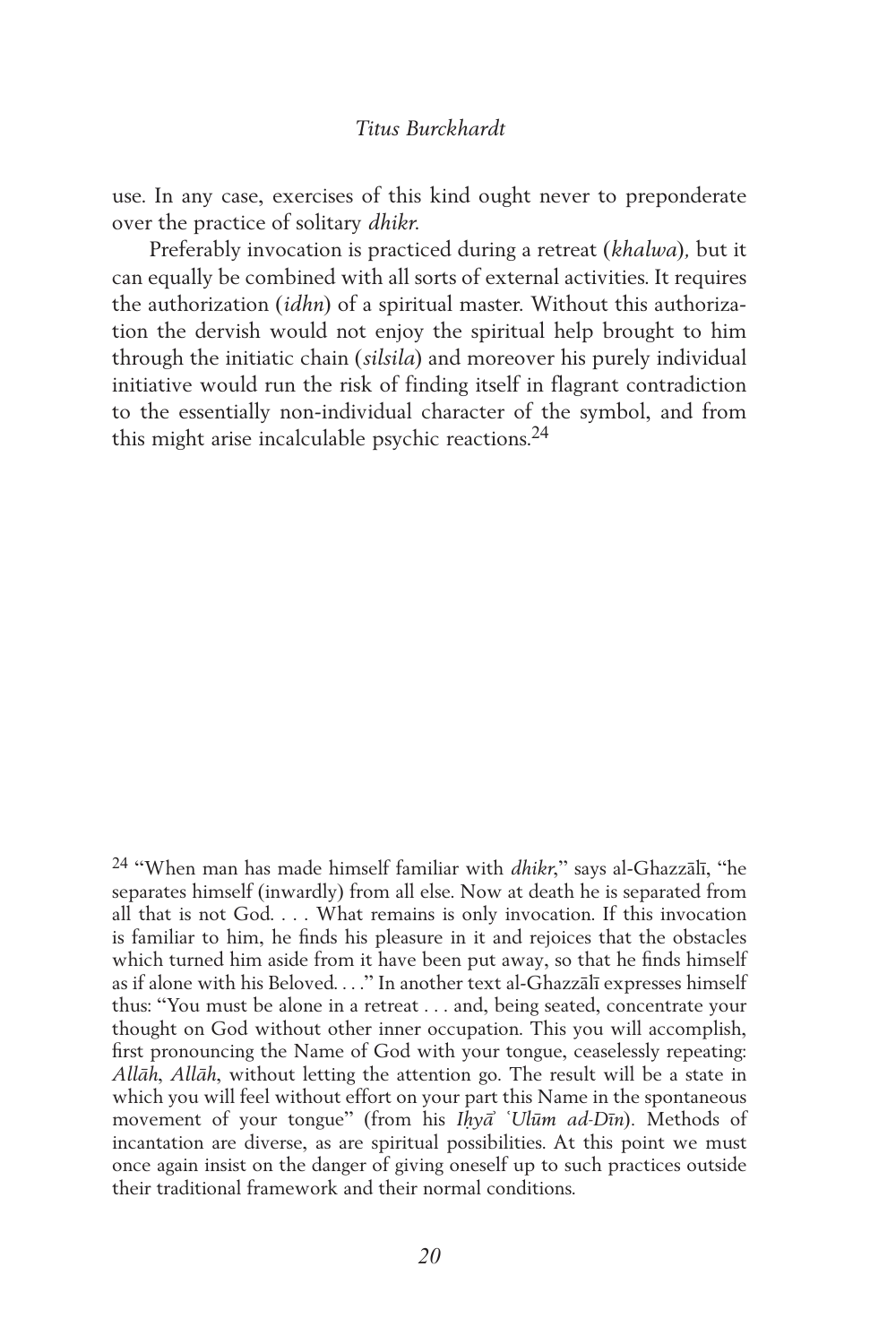use. In any case, exercises of this kind ought never to preponderate over the practice of solitary *dhikr*.

Preferably invocation is practiced during a retreat (*khalwa*)*,* but it can equally be combined with all sorts of external activities. It requires the authorization (*idhn*) of a spiritual master. Without this authorization the dervish would not enjoy the spiritual help brought to him through the initiatic chain (*silsila*) and moreover his purely individual initiative would run the risk of finding itself in flagrant contradiction to the essentially non-individual character of the symbol, and from this might arise incalculable psychic reactions.[24]

---

[24] "When man has made himself familiar with *dhikr*," says al-Ghazzālī, "he separates himself (inwardly) from all else. Now at death he is separated from all that is not God. . . . What remains is only invocation. If this invocation is familiar to him, he finds his pleasure in it and rejoices that the obstacles which turned him aside from it have been put away, so that he finds himself as if alone with his Beloved. . . ." In another text al-Ghazzālī expresses himself thus: "You must be alone in a retreat . . . and, being seated, concentrate your thought on God without other inner occupation. This you will accomplish, first pronouncing the Name of God with your tongue, ceaselessly repeating: *Allāh*, *Allāh*, without letting the attention go. The result will be a state in which you will feel without effort on your part this Name in the spontaneous movement of your tongue" (from his *Iḥyāʾ ʿUlūm ad-Dīn*). Methods of incantation are diverse, as are spiritual possibilities. At this point we must once again insist on the danger of giving oneself up to such practices outside their traditional framework and their normal conditions.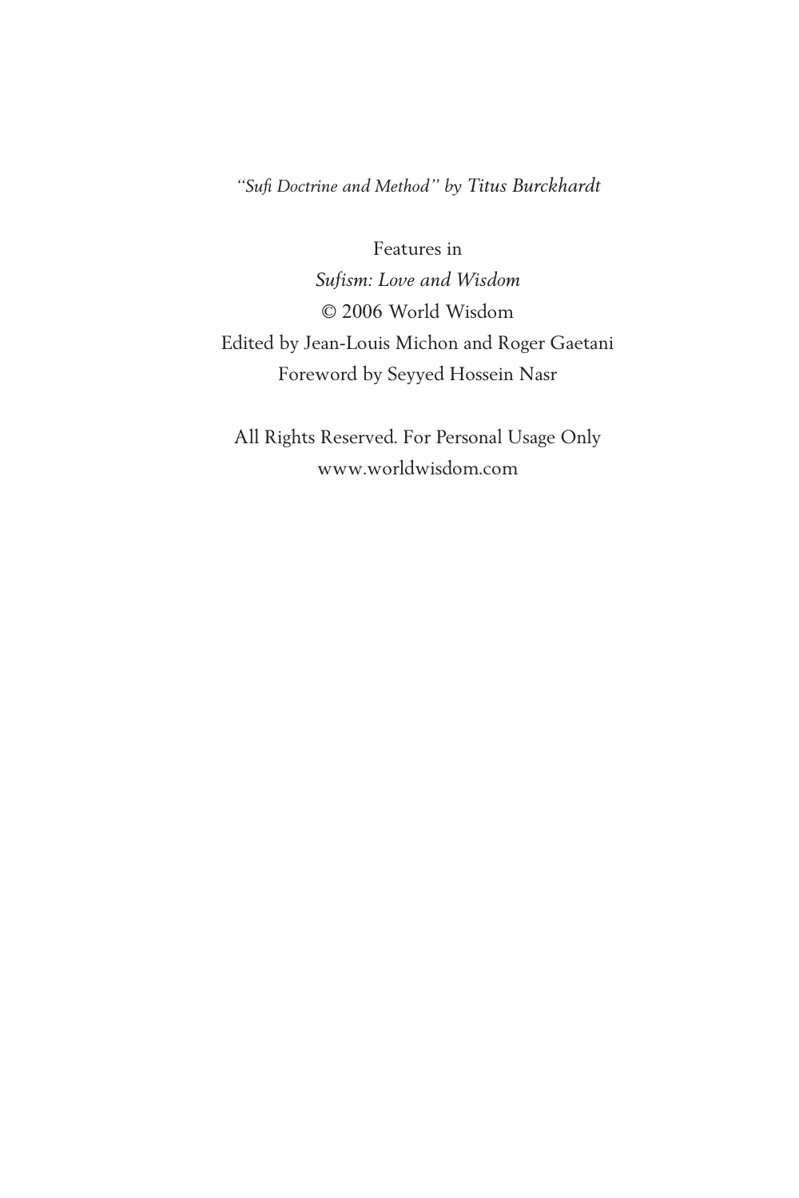*"Sufi Doctrine and Method" by Titus Burckhardt*

Features in

*Sufism: Love and Wisdom*

© 2006 World Wisdom

Edited by Jean-Louis Michon and Roger Gaetani

Foreword by Seyyed Hossein Nasr

All Rights Reserved. For Personal Usage Only

www.worldwisdom.com